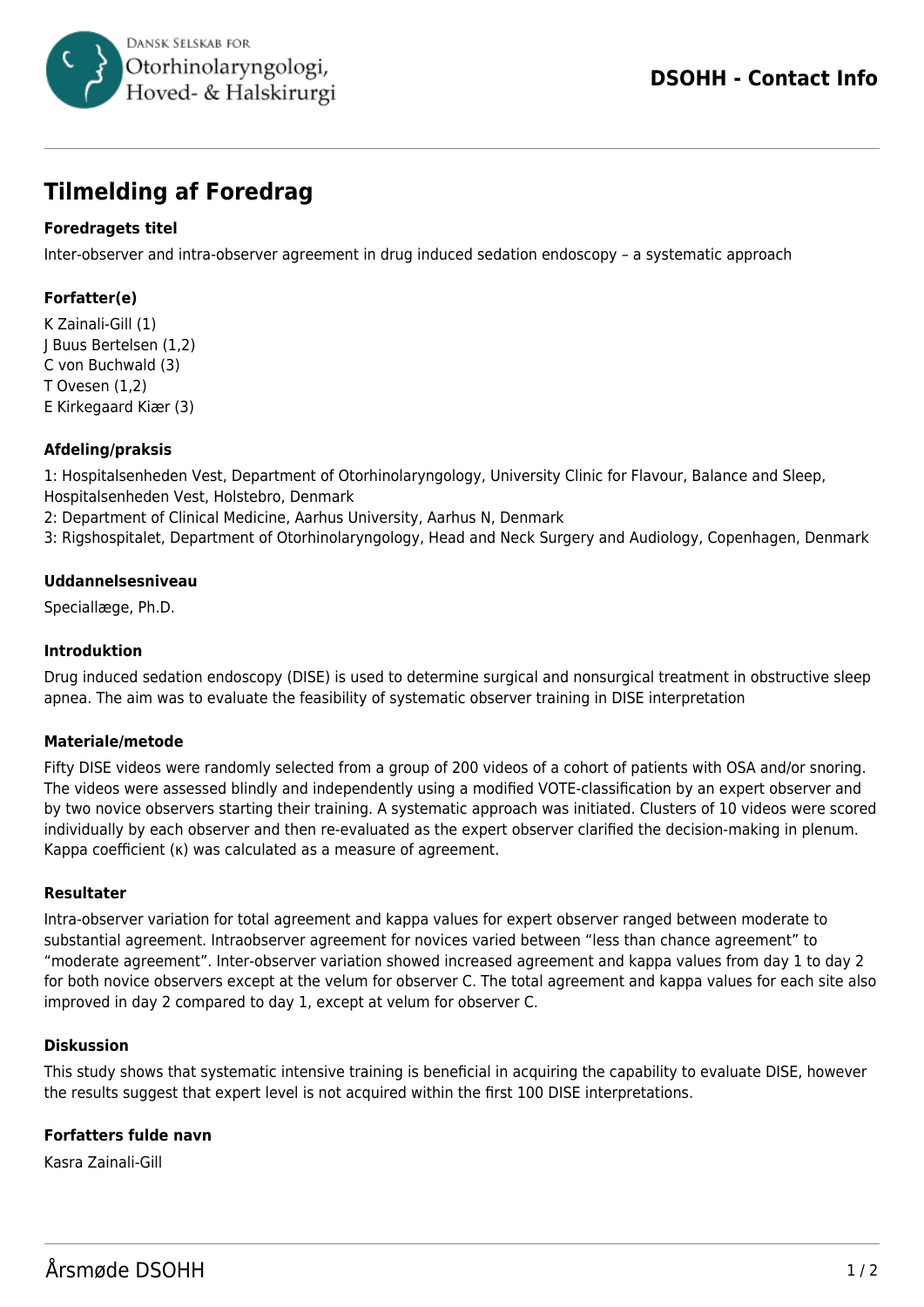# Tilmelding af Foredrag

### Foredragets titel

Inter-observer and intra-observer agreement in drug induced sedation endoscopy – a systematic approach

### Forfatter(e)

K Zainali-Gill (1)
J Buus Bertelsen (1,2)
C von Buchwald (3)
T Ovesen (1,2)
E Kirkegaard Kiær (3)

### Afdeling/praksis

1: Hospitalsenheden Vest, Department of Otorhinolaryngology, University Clinic for Flavour, Balance and Sleep, Hospitalsenheden Vest, Holstebro, Denmark
2: Department of Clinical Medicine, Aarhus University, Aarhus N, Denmark
3: Rigshospitalet, Department of Otorhinolaryngology, Head and Neck Surgery and Audiology, Copenhagen, Denmark

### Uddannelsesniveau

Speciallæge, Ph.D.

### Introduktion

Drug induced sedation endoscopy (DISE) is used to determine surgical and nonsurgical treatment in obstructive sleep apnea. The aim was to evaluate the feasibility of systematic observer training in DISE interpretation

### Materiale/metode

Fifty DISE videos were randomly selected from a group of 200 videos of a cohort of patients with OSA and/or snoring. The videos were assessed blindly and independently using a modified VOTE-classification by an expert observer and by two novice observers starting their training. A systematic approach was initiated. Clusters of 10 videos were scored individually by each observer and then re-evaluated as the expert observer clarified the decision-making in plenum. Kappa coefficient (κ) was calculated as a measure of agreement.

### Resultater

Intra-observer variation for total agreement and kappa values for expert observer ranged between moderate to substantial agreement. Intraobserver agreement for novices varied between "less than chance agreement" to "moderate agreement". Inter-observer variation showed increased agreement and kappa values from day 1 to day 2 for both novice observers except at the velum for observer C. The total agreement and kappa values for each site also improved in day 2 compared to day 1, except at velum for observer C.

### Diskussion

This study shows that systematic intensive training is beneficial in acquiring the capability to evaluate DISE, however the results suggest that expert level is not acquired within the first 100 DISE interpretations.

### Forfatters fulde navn

Kasra Zainali-Gill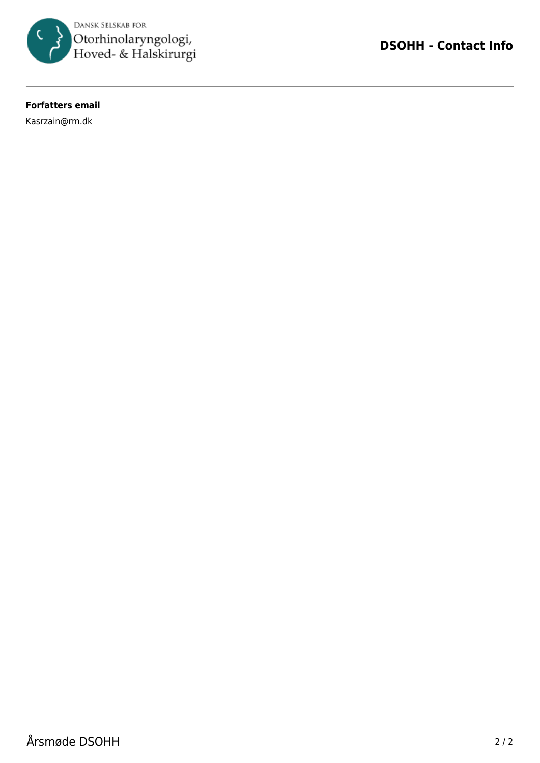**Forfatters email**

Kasrzain@rm.dk